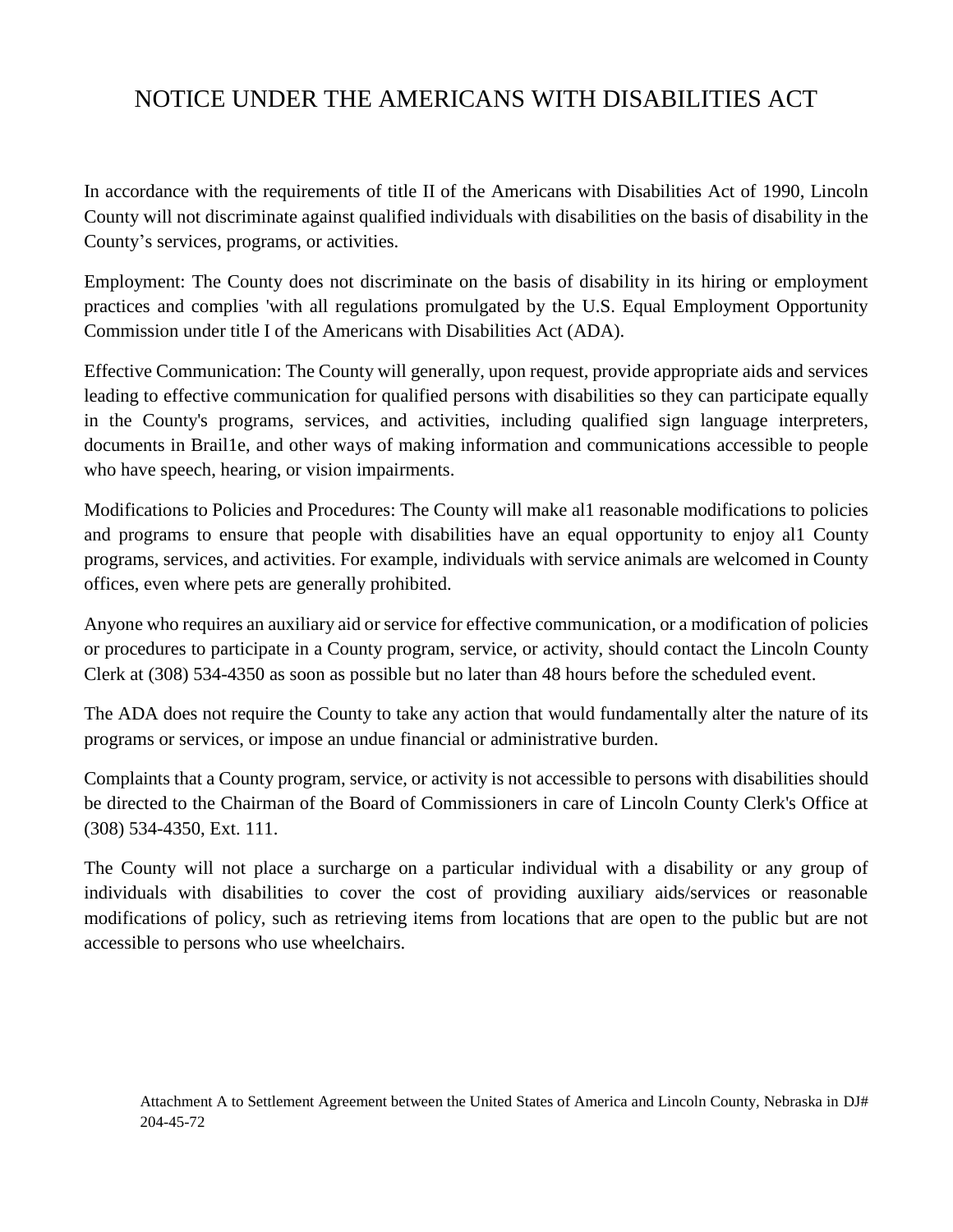# NOTICE UNDER THE AMERICANS WITH DISABILITIES ACT

In accordance with the requirements of title II of the Americans with Disabilities Act of 1990, Lincoln County will not discriminate against qualified individuals with disabilities on the basis of disability in the County's services, programs, or activities.

Employment: The County does not discriminate on the basis of disability in its hiring or employment practices and complies 'with all regulations promulgated by the U.S. Equal Employment Opportunity Commission under title I of the Americans with Disabilities Act (ADA).

Effective Communication: The County will generally, upon request, provide appropriate aids and services leading to effective communication for qualified persons with disabilities so they can participate equally in the County's programs, services, and activities, including qualified sign language interpreters, documents in Brail1e, and other ways of making information and communications accessible to people who have speech, hearing, or vision impairments.

Modifications to Policies and Procedures: The County will make al1 reasonable modifications to policies and programs to ensure that people with disabilities have an equal opportunity to enjoy al1 County programs, services, and activities. For example, individuals with service animals are welcomed in County offices, even where pets are generally prohibited.

Anyone who requires an auxiliary aid or service for effective communication, or a modification of policies or procedures to participate in a County program, service, or activity, should contact the Lincoln County Clerk at (308) 534-4350 as soon as possible but no later than 48 hours before the scheduled event.

The ADA does not require the County to take any action that would fundamentally alter the nature of its programs or services, or impose an undue financial or administrative burden.

Complaints that a County program, service, or activity is not accessible to persons with disabilities should be directed to the Chairman of the Board of Commissioners in care of Lincoln County Clerk's Office at (308) 534-4350, Ext. 111.

The County will not place a surcharge on a particular individual with a disability or any group of individuals with disabilities to cover the cost of providing auxiliary aids/services or reasonable modifications of policy, such as retrieving items from locations that are open to the public but are not accessible to persons who use wheelchairs.

Attachment A to Settlement Agreement between the United States of America and Lincoln County, Nebraska in DJ# 204-45-72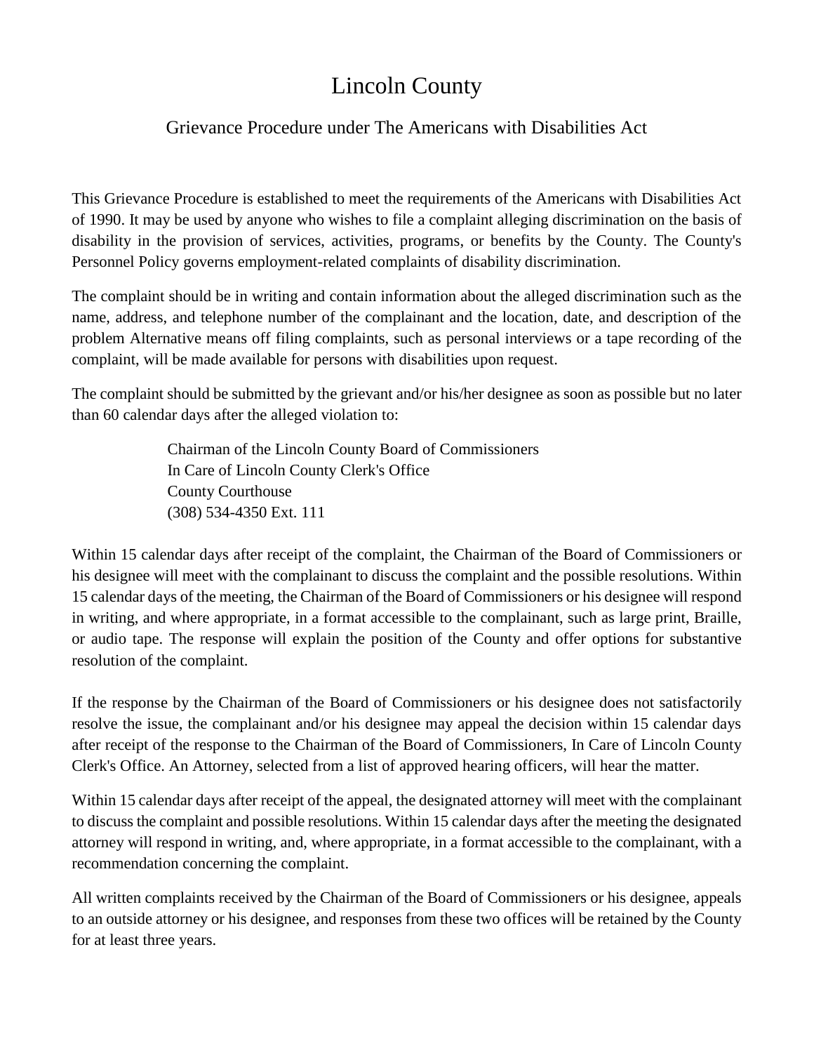# Lincoln County

## Grievance Procedure under The Americans with Disabilities Act

This Grievance Procedure is established to meet the requirements of the Americans with Disabilities Act of 1990. It may be used by anyone who wishes to file a complaint alleging discrimination on the basis of disability in the provision of services, activities, programs, or benefits by the County. The County's Personnel Policy governs employment-related complaints of disability discrimination.

The complaint should be in writing and contain information about the alleged discrimination such as the name, address, and telephone number of the complainant and the location, date, and description of the problem Alternative means off filing complaints, such as personal interviews or a tape recording of the complaint, will be made available for persons with disabilities upon request.

The complaint should be submitted by the grievant and/or his/her designee as soon as possible but no later than 60 calendar days after the alleged violation to:

Chairman of the Lincoln County Board of Commissioners
In Care of Lincoln County Clerk's Office
County Courthouse
(308) 534-4350 Ext. 111

Within 15 calendar days after receipt of the complaint, the Chairman of the Board of Commissioners or his designee will meet with the complainant to discuss the complaint and the possible resolutions. Within 15 calendar days of the meeting, the Chairman of the Board of Commissioners or his designee will respond in writing, and where appropriate, in a format accessible to the complainant, such as large print, Braille, or audio tape. The response will explain the position of the County and offer options for substantive resolution of the complaint.

If the response by the Chairman of the Board of Commissioners or his designee does not satisfactorily resolve the issue, the complainant and/or his designee may appeal the decision within 15 calendar days after receipt of the response to the Chairman of the Board of Commissioners, In Care of Lincoln County Clerk's Office. An Attorney, selected from a list of approved hearing officers, will hear the matter.

Within 15 calendar days after receipt of the appeal, the designated attorney will meet with the complainant to discuss the complaint and possible resolutions. Within 15 calendar days after the meeting the designated attorney will respond in writing, and, where appropriate, in a format accessible to the complainant, with a recommendation concerning the complaint.

All written complaints received by the Chairman of the Board of Commissioners or his designee, appeals to an outside attorney or his designee, and responses from these two offices will be retained by the County for at least three years.